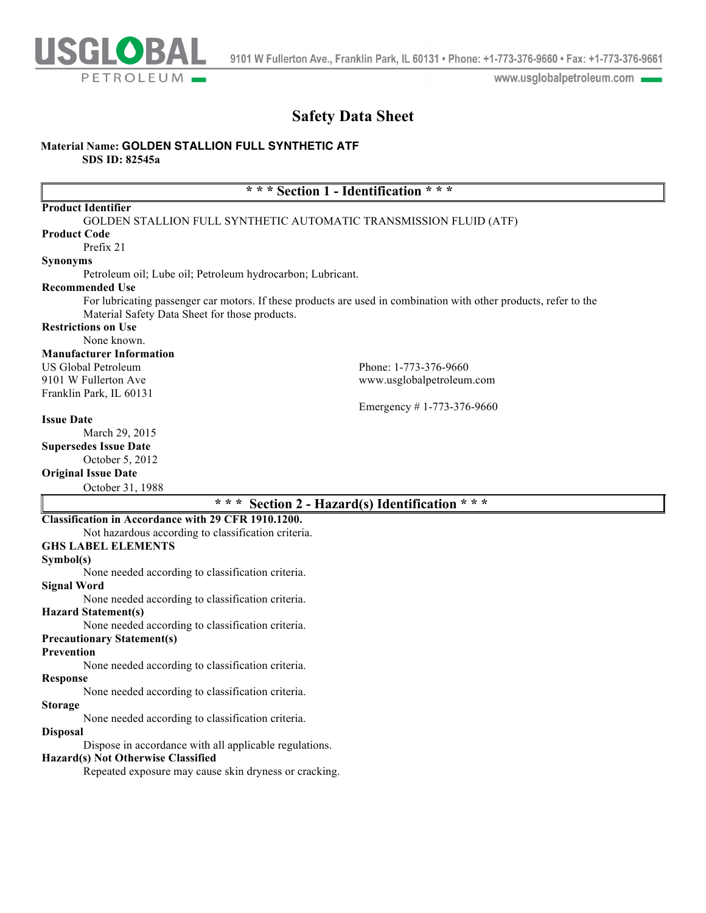USGLOBAL PETROLEUM

9101 W Fullerton Ave., Franklin Park, IL 60131 • Phone: +1-773-376-9660 • Fax: +1-773-376-9661

www.usglobalpetroleum.com

# Safety Data Sheet

**Material Name: GOLDEN STALLION FULL SYNTHETIC ATF**
**SDS ID: 82545a**

## * * * Section 1 - Identification * * *

**Product Identifier**
GOLDEN STALLION FULL SYNTHETIC AUTOMATIC TRANSMISSION FLUID (ATF)

**Product Code**
Prefix 21

**Synonyms**
Petroleum oil; Lube oil; Petroleum hydrocarbon; Lubricant.

**Recommended Use**
For lubricating passenger car motors. If these products are used in combination with other products, refer to the Material Safety Data Sheet for those products.

**Restrictions on Use**
None known.

**Manufacturer Information**
US Global Petroleum
9101 W Fullerton Ave
Franklin Park, IL 60131

Phone: 1-773-376-9660
www.usglobalpetroleum.com

Emergency # 1-773-376-9660

**Issue Date**
March 29, 2015

**Supersedes Issue Date**
October 5, 2012

**Original Issue Date**
October 31, 1988

## * * * Section 2 - Hazard(s) Identification * * *

**Classification in Accordance with 29 CFR 1910.1200.**
Not hazardous according to classification criteria.

**GHS LABEL ELEMENTS**

**Symbol(s)**
None needed according to classification criteria.

**Signal Word**
None needed according to classification criteria.

**Hazard Statement(s)**
None needed according to classification criteria.

**Precautionary Statement(s)**

**Prevention**
None needed according to classification criteria.

**Response**
None needed according to classification criteria.

**Storage**
None needed according to classification criteria.

**Disposal**
Dispose in accordance with all applicable regulations.

**Hazard(s) Not Otherwise Classified**
Repeated exposure may cause skin dryness or cracking.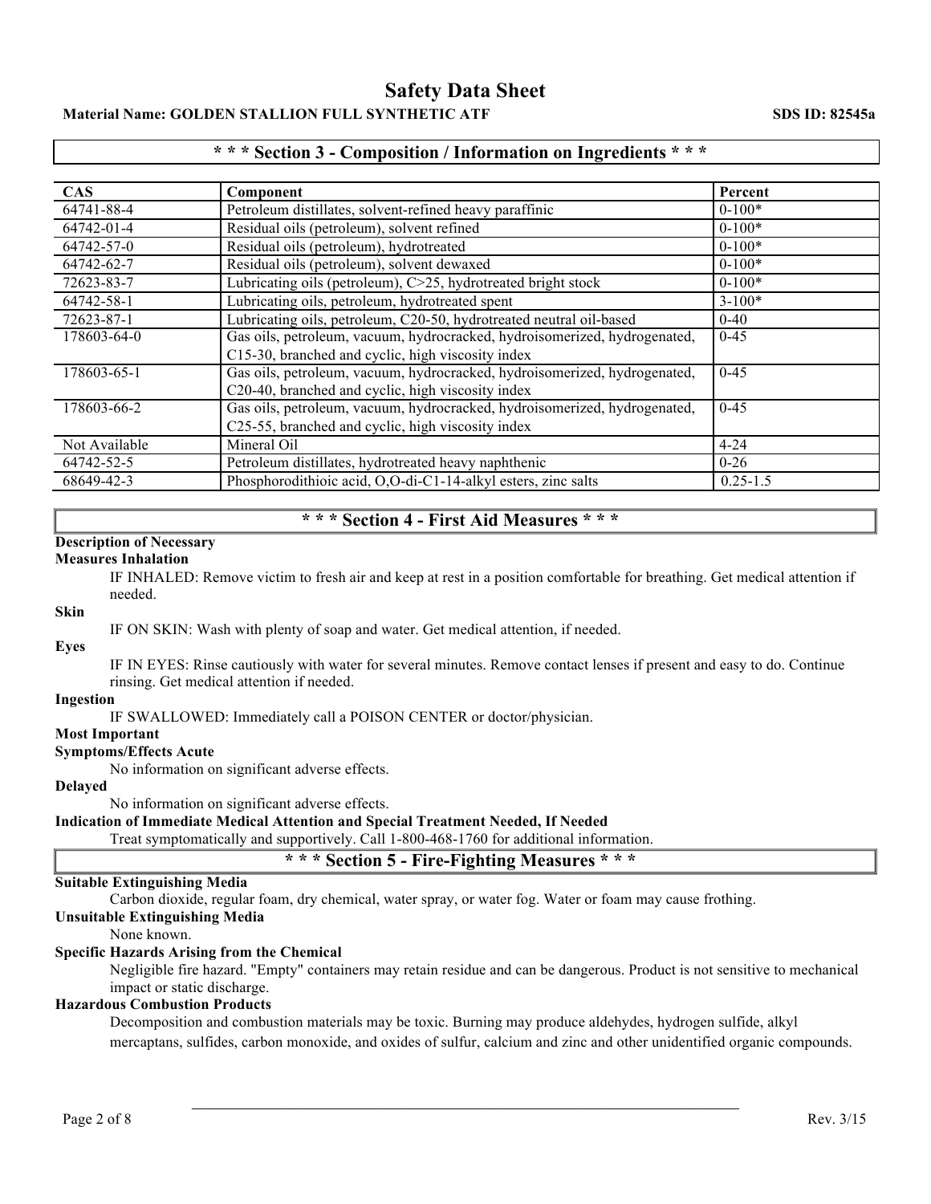## * * * Section 3 - Composition / Information on Ingredients * * *

| CAS | Component | Percent |
|---|---|---|
| 64741-88-4 | Petroleum distillates, solvent-refined heavy paraffinic | 0-100* |
| 64742-01-4 | Residual oils (petroleum), solvent refined | 0-100* |
| 64742-57-0 | Residual oils (petroleum), hydrotreated | 0-100* |
| 64742-62-7 | Residual oils (petroleum), solvent dewaxed | 0-100* |
| 72623-83-7 | Lubricating oils (petroleum), C>25, hydrotreated bright stock | 0-100* |
| 64742-58-1 | Lubricating oils, petroleum, hydrotreated spent | 3-100* |
| 72623-87-1 | Lubricating oils, petroleum, C20-50, hydrotreated neutral oil-based | 0-40 |
| 178603-64-0 | Gas oils, petroleum, vacuum, hydrocracked, hydroisomerized, hydrogenated, C15-30, branched and cyclic, high viscosity index | 0-45 |
| 178603-65-1 | Gas oils, petroleum, vacuum, hydrocracked, hydroisomerized, hydrogenated, C20-40, branched and cyclic, high viscosity index | 0-45 |
| 178603-66-2 | Gas oils, petroleum, vacuum, hydrocracked, hydroisomerized, hydrogenated, C25-55, branched and cyclic, high viscosity index | 0-45 |
| Not Available | Mineral Oil | 4-24 |
| 64742-52-5 | Petroleum distillates, hydrotreated heavy naphthenic | 0-26 |
| 68649-42-3 | Phosphorodithioic acid, O,O-di-C1-14-alkyl esters, zinc salts | 0.25-1.5 |

## * * * Section 4 - First Aid Measures * * *

**Description of Necessary Measures Inhalation**

IF INHALED: Remove victim to fresh air and keep at rest in a position comfortable for breathing. Get medical attention if needed.

**Skin**

IF ON SKIN: Wash with plenty of soap and water. Get medical attention, if needed.

**Eyes**

IF IN EYES: Rinse cautiously with water for several minutes. Remove contact lenses if present and easy to do. Continue rinsing. Get medical attention if needed.

**Ingestion**

IF SWALLOWED: Immediately call a POISON CENTER or doctor/physician.

**Most Important Symptoms/Effects Acute**

No information on significant adverse effects.

**Delayed**

No information on significant adverse effects.

**Indication of Immediate Medical Attention and Special Treatment Needed, If Needed**

Treat symptomatically and supportively. Call 1-800-468-1760 for additional information.

## * * * Section 5 - Fire-Fighting Measures * * *

**Suitable Extinguishing Media**

Carbon dioxide, regular foam, dry chemical, water spray, or water fog. Water or foam may cause frothing.

**Unsuitable Extinguishing Media**

None known.

**Specific Hazards Arising from the Chemical**

Negligible fire hazard. "Empty" containers may retain residue and can be dangerous. Product is not sensitive to mechanical impact or static discharge.

**Hazardous Combustion Products**

Decomposition and combustion materials may be toxic. Burning may produce aldehydes, hydrogen sulfide, alkyl mercaptans, sulfides, carbon monoxide, and oxides of sulfur, calcium and zinc and other unidentified organic compounds.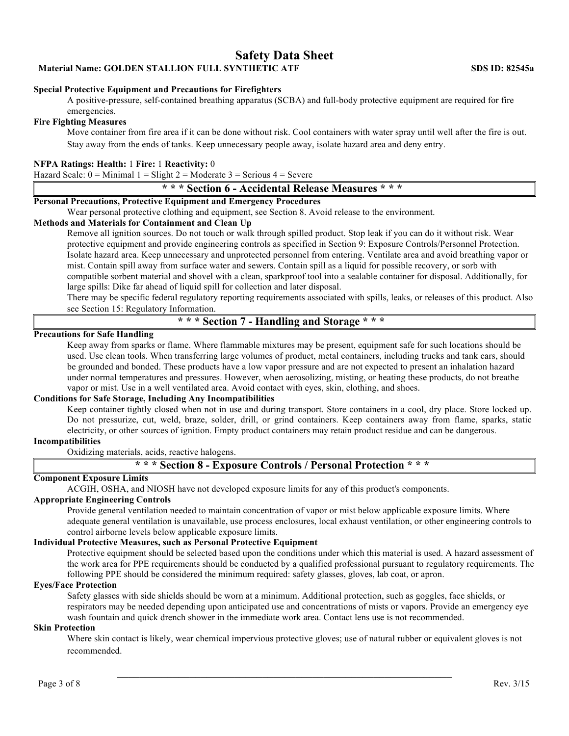**Special Protective Equipment and Precautions for Firefighters**

A positive-pressure, self-contained breathing apparatus (SCBA) and full-body protective equipment are required for fire emergencies.

**Fire Fighting Measures**

Move container from fire area if it can be done without risk. Cool containers with water spray until well after the fire is out. Stay away from the ends of tanks. Keep unnecessary people away, isolate hazard area and deny entry.

**NFPA Ratings: Health:** 1 **Fire:** 1 **Reactivity:** 0

Hazard Scale: 0 = Minimal 1 = Slight 2 = Moderate 3 = Serious 4 = Severe

## * * * Section 6 - Accidental Release Measures * * *

**Personal Precautions, Protective Equipment and Emergency Procedures**

Wear personal protective clothing and equipment, see Section 8. Avoid release to the environment.

**Methods and Materials for Containment and Clean Up**

Remove all ignition sources. Do not touch or walk through spilled product. Stop leak if you can do it without risk. Wear protective equipment and provide engineering controls as specified in Section 9: Exposure Controls/Personnel Protection. Isolate hazard area. Keep unnecessary and unprotected personnel from entering. Ventilate area and avoid breathing vapor or mist. Contain spill away from surface water and sewers. Contain spill as a liquid for possible recovery, or sorb with compatible sorbent material and shovel with a clean, sparkproof tool into a sealable container for disposal. Additionally, for large spills: Dike far ahead of liquid spill for collection and later disposal.

There may be specific federal regulatory reporting requirements associated with spills, leaks, or releases of this product. Also see Section 15: Regulatory Information.

## * * * Section 7 - Handling and Storage * * *

**Precautions for Safe Handling**

Keep away from sparks or flame. Where flammable mixtures may be present, equipment safe for such locations should be used. Use clean tools. When transferring large volumes of product, metal containers, including trucks and tank cars, should be grounded and bonded. These products have a low vapor pressure and are not expected to present an inhalation hazard under normal temperatures and pressures. However, when aerosolizing, misting, or heating these products, do not breathe vapor or mist. Use in a well ventilated area. Avoid contact with eyes, skin, clothing, and shoes.

**Conditions for Safe Storage, Including Any Incompatibilities**

Keep container tightly closed when not in use and during transport. Store containers in a cool, dry place. Store locked up. Do not pressurize, cut, weld, braze, solder, drill, or grind containers. Keep containers away from flame, sparks, static electricity, or other sources of ignition. Empty product containers may retain product residue and can be dangerous.

**Incompatibilities**

Oxidizing materials, acids, reactive halogens.

## * * * Section 8 - Exposure Controls / Personal Protection * * *

**Component Exposure Limits**

ACGIH, OSHA, and NIOSH have not developed exposure limits for any of this product's components.

**Appropriate Engineering Controls**

Provide general ventilation needed to maintain concentration of vapor or mist below applicable exposure limits. Where adequate general ventilation is unavailable, use process enclosures, local exhaust ventilation, or other engineering controls to control airborne levels below applicable exposure limits.

**Individual Protective Measures, such as Personal Protective Equipment**

Protective equipment should be selected based upon the conditions under which this material is used. A hazard assessment of the work area for PPE requirements should be conducted by a qualified professional pursuant to regulatory requirements. The following PPE should be considered the minimum required: safety glasses, gloves, lab coat, or apron.

**Eyes/Face Protection**

Safety glasses with side shields should be worn at a minimum. Additional protection, such as goggles, face shields, or respirators may be needed depending upon anticipated use and concentrations of mists or vapors. Provide an emergency eye wash fountain and quick drench shower in the immediate work area. Contact lens use is not recommended.

**Skin Protection**

Where skin contact is likely, wear chemical impervious protective gloves; use of natural rubber or equivalent gloves is not recommended.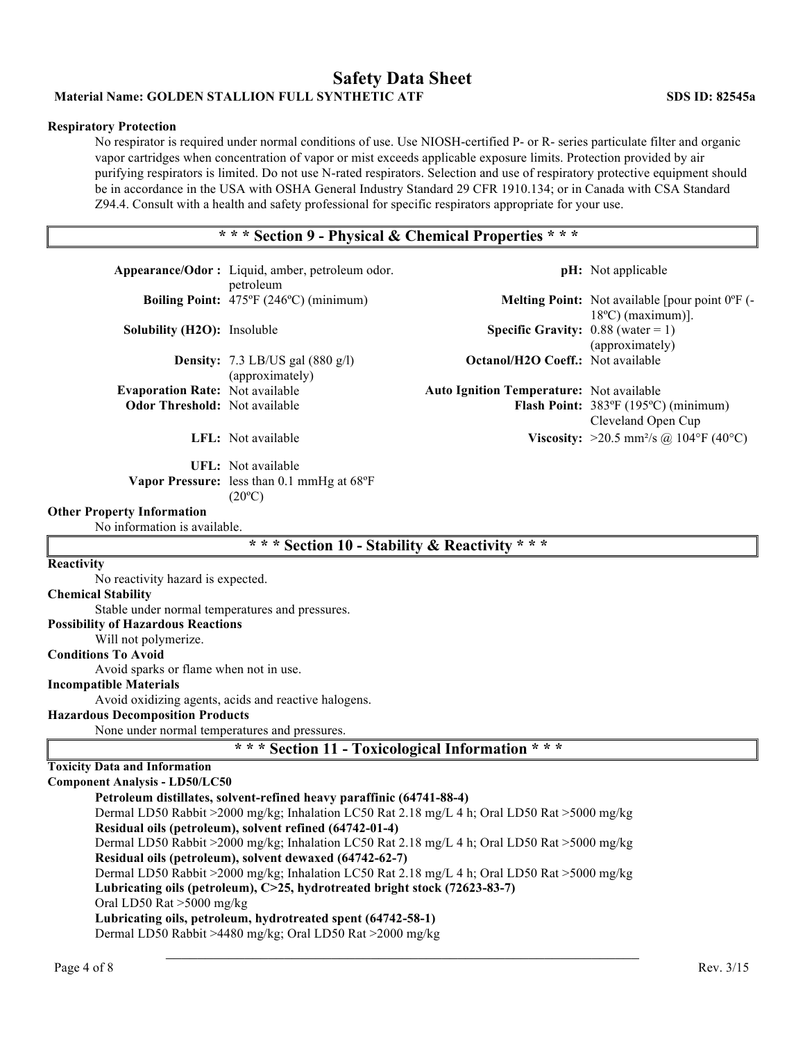**Respiratory Protection**

No respirator is required under normal conditions of use. Use NIOSH-certified P- or R- series particulate filter and organic vapor cartridges when concentration of vapor or mist exceeds applicable exposure limits. Protection provided by air purifying respirators is limited. Do not use N-rated respirators. Selection and use of respiratory protective equipment should be in accordance in the USA with OSHA General Industry Standard 29 CFR 1910.134; or in Canada with CSA Standard Z94.4. Consult with a health and safety professional for specific respirators appropriate for your use.

## * * * Section 9 - Physical & Chemical Properties * * *

| Property | Value | Property | Value |
|---|---|---|---|
| **Appearance/Odor :** | Liquid, amber, petroleum odor. petroleum | **pH:** | Not applicable |
| **Boiling Point:** | 475ºF (246ºC) (minimum) | **Melting Point:** | Not available [pour point 0ºF (-18ºC) (maximum)]. |
| **Solubility (H2O):** | Insoluble | **Specific Gravity:** | 0.88 (water = 1) (approximately) |
| **Density:** | 7.3 LB/US gal (880 g/l) (approximately) | **Octanol/H2O Coeff.:** | Not available |
| **Evaporation Rate:** | Not available | **Auto Ignition Temperature:** | Not available |
| **Odor Threshold:** | Not available | **Flash Point:** | 383ºF (195ºC) (minimum) Cleveland Open Cup |
| **LFL:** | Not available | **Viscosity:** | >20.5 mm²/s @ 104°F (40°C) |
| **UFL:** | Not available | | |
| **Vapor Pressure:** | less than 0.1 mmHg at 68ºF (20ºC) | | |

**Other Property Information**

No information is available.

## * * * Section 10 - Stability & Reactivity * * *

**Reactivity**

No reactivity hazard is expected.

**Chemical Stability**

Stable under normal temperatures and pressures.

**Possibility of Hazardous Reactions**

Will not polymerize.

**Conditions To Avoid**

Avoid sparks or flame when not in use.

**Incompatible Materials**

Avoid oxidizing agents, acids and reactive halogens.

**Hazardous Decomposition Products**

None under normal temperatures and pressures.

## * * * Section 11 - Toxicological Information * * *

**Toxicity Data and Information**

**Component Analysis - LD50/LC50**

**Petroleum distillates, solvent-refined heavy paraffinic (64741-88-4)**
Dermal LD50 Rabbit >2000 mg/kg; Inhalation LC50 Rat 2.18 mg/L 4 h; Oral LD50 Rat >5000 mg/kg

**Residual oils (petroleum), solvent refined (64742-01-4)**
Dermal LD50 Rabbit >2000 mg/kg; Inhalation LC50 Rat 2.18 mg/L 4 h; Oral LD50 Rat >5000 mg/kg

**Residual oils (petroleum), solvent dewaxed (64742-62-7)**
Dermal LD50 Rabbit >2000 mg/kg; Inhalation LC50 Rat 2.18 mg/L 4 h; Oral LD50 Rat >5000 mg/kg

**Lubricating oils (petroleum), C>25, hydrotreated bright stock (72623-83-7)**
Oral LD50 Rat >5000 mg/kg

**Lubricating oils, petroleum, hydrotreated spent (64742-58-1)**
Dermal LD50 Rabbit >4480 mg/kg; Oral LD50 Rat >2000 mg/kg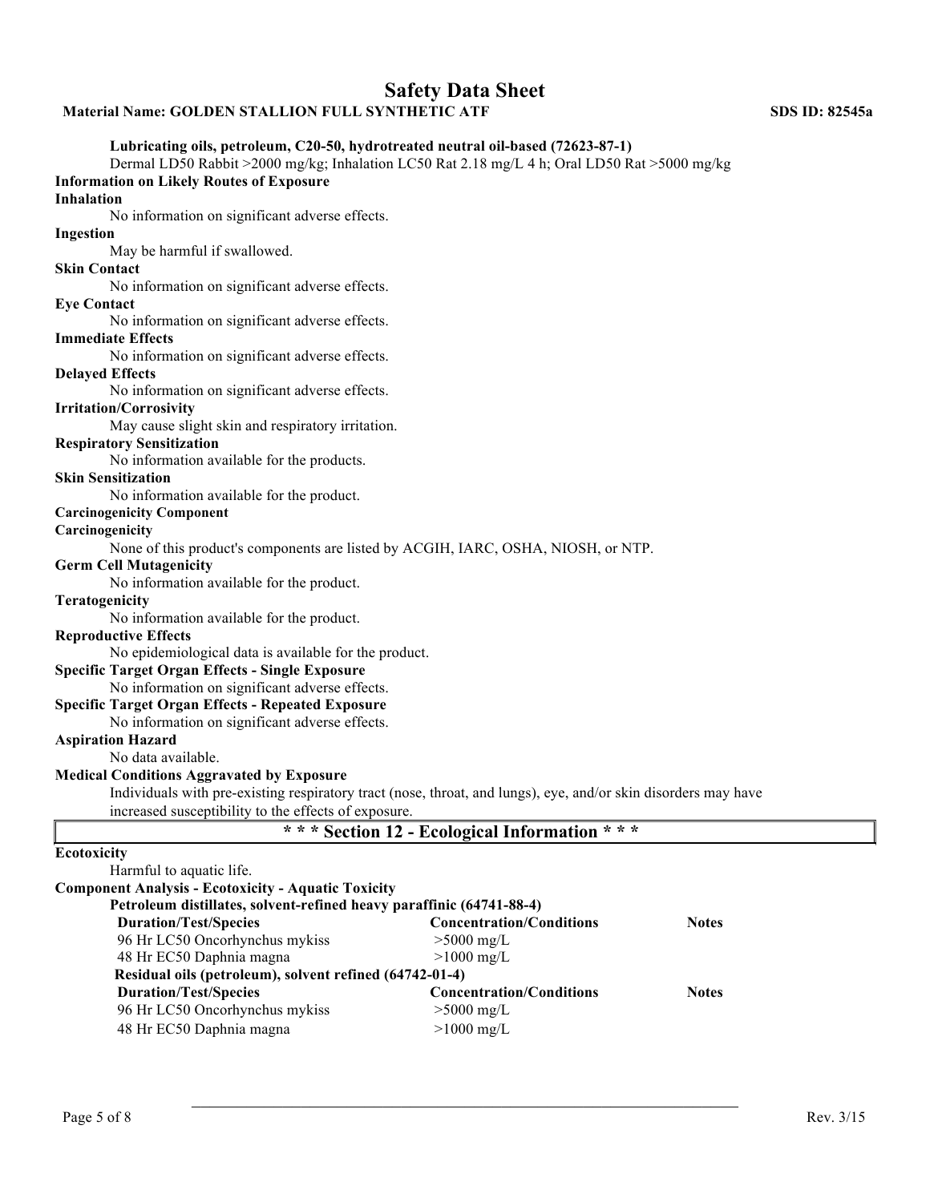**Lubricating oils, petroleum, C20-50, hydrotreated neutral oil-based (72623-87-1)**

Dermal LD50 Rabbit >2000 mg/kg; Inhalation LC50 Rat 2.18 mg/L 4 h; Oral LD50 Rat >5000 mg/kg

**Information on Likely Routes of Exposure**

**Inhalation**

No information on significant adverse effects.

**Ingestion**

May be harmful if swallowed.

**Skin Contact**

No information on significant adverse effects.

**Eye Contact**

No information on significant adverse effects.

**Immediate Effects**

No information on significant adverse effects.

**Delayed Effects**

No information on significant adverse effects.

**Irritation/Corrosivity**

May cause slight skin and respiratory irritation.

**Respiratory Sensitization**

No information available for the products.

**Skin Sensitization**

No information available for the product.

**Carcinogenicity Component**

**Carcinogenicity**

None of this product's components are listed by ACGIH, IARC, OSHA, NIOSH, or NTP.

**Germ Cell Mutagenicity**

No information available for the product.

**Teratogenicity**

No information available for the product.

**Reproductive Effects**

No epidemiological data is available for the product.

**Specific Target Organ Effects - Single Exposure**

No information on significant adverse effects.

**Specific Target Organ Effects - Repeated Exposure**

No information on significant adverse effects.

**Aspiration Hazard**

No data available.

**Medical Conditions Aggravated by Exposure**

Individuals with pre-existing respiratory tract (nose, throat, and lungs), eye, and/or skin disorders may have increased susceptibility to the effects of exposure.

## * * * Section 12 - Ecological Information * * *

**Ecotoxicity**

Harmful to aquatic life.

**Component Analysis - Ecotoxicity - Aquatic Toxicity**

**Petroleum distillates, solvent-refined heavy paraffinic (64741-88-4)**

| Duration/Test/Species | Concentration/Conditions | Notes |
|---|---|---|
| 96 Hr LC50 Oncorhynchus mykiss | >5000 mg/L | |
| 48 Hr EC50 Daphnia magna | >1000 mg/L | |

**Residual oils (petroleum), solvent refined (64742-01-4)**

| Duration/Test/Species | Concentration/Conditions | Notes |
|---|---|---|
| 96 Hr LC50 Oncorhynchus mykiss | >5000 mg/L | |
| 48 Hr EC50 Daphnia magna | >1000 mg/L | |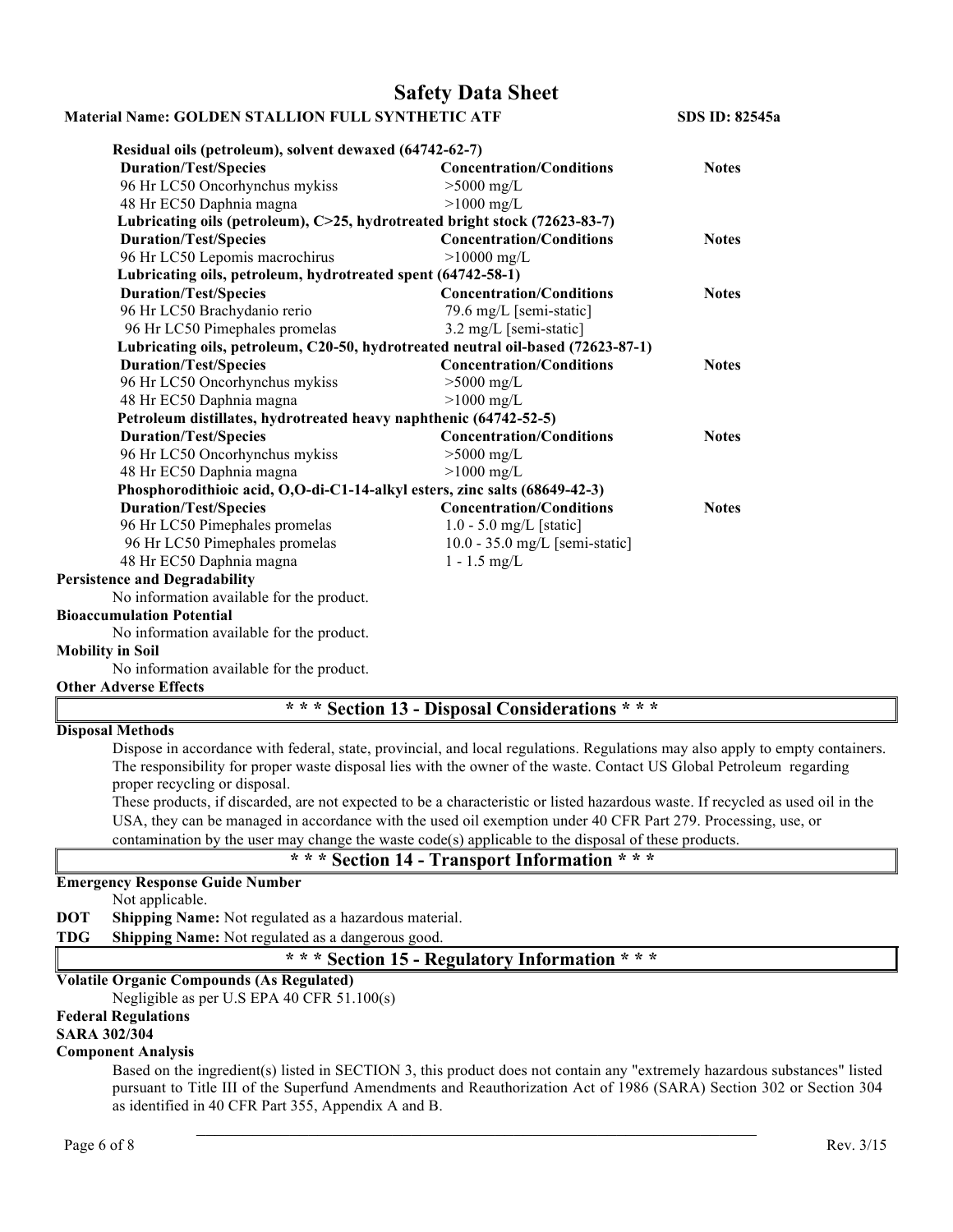# Safety Data Sheet

**Material Name: GOLDEN STALLION FULL SYNTHETIC ATF** **SDS ID: 82545a**

**Residual oils (petroleum), solvent dewaxed (64742-62-7)**

| Duration/Test/Species | Concentration/Conditions | Notes |
|---|---|---|
| 96 Hr LC50 Oncorhynchus mykiss | >5000 mg/L | |
| 48 Hr EC50 Daphnia magna | >1000 mg/L | |

**Lubricating oils (petroleum), C>25, hydrotreated bright stock (72623-83-7)**

| Duration/Test/Species | Concentration/Conditions | Notes |
|---|---|---|
| 96 Hr LC50 Lepomis macrochirus | >10000 mg/L | |

**Lubricating oils, petroleum, hydrotreated spent (64742-58-1)**

| Duration/Test/Species | Concentration/Conditions | Notes |
|---|---|---|
| 96 Hr LC50 Brachydanio rerio | 79.6 mg/L [semi-static] | |
| 96 Hr LC50 Pimephales promelas | 3.2 mg/L [semi-static] | |

**Lubricating oils, petroleum, C20-50, hydrotreated neutral oil-based (72623-87-1)**

| Duration/Test/Species | Concentration/Conditions | Notes |
|---|---|---|
| 96 Hr LC50 Oncorhynchus mykiss | >5000 mg/L | |
| 48 Hr EC50 Daphnia magna | >1000 mg/L | |

**Petroleum distillates, hydrotreated heavy naphthenic (64742-52-5)**

| Duration/Test/Species | Concentration/Conditions | Notes |
|---|---|---|
| 96 Hr LC50 Oncorhynchus mykiss | >5000 mg/L | |
| 48 Hr EC50 Daphnia magna | >1000 mg/L | |

**Phosphorodithioic acid, O,O-di-C1-14-alkyl esters, zinc salts (68649-42-3)**

| Duration/Test/Species | Concentration/Conditions | Notes |
|---|---|---|
| 96 Hr LC50 Pimephales promelas | 1.0 - 5.0 mg/L [static] | |
| 96 Hr LC50 Pimephales promelas | 10.0 - 35.0 mg/L [semi-static] | |
| 48 Hr EC50 Daphnia magna | 1 - 1.5 mg/L | |

**Persistence and Degradability**

No information available for the product.

**Bioaccumulation Potential**

No information available for the product.

**Mobility in Soil**

No information available for the product.

**Other Adverse Effects**

## * * * Section 13 - Disposal Considerations * * *

**Disposal Methods**

Dispose in accordance with federal, state, provincial, and local regulations. Regulations may also apply to empty containers. The responsibility for proper waste disposal lies with the owner of the waste. Contact US Global Petroleum regarding proper recycling or disposal.

These products, if discarded, are not expected to be a characteristic or listed hazardous waste. If recycled as used oil in the USA, they can be managed in accordance with the used oil exemption under 40 CFR Part 279. Processing, use, or contamination by the user may change the waste code(s) applicable to the disposal of these products.

## * * * Section 14 - Transport Information * * *

**Emergency Response Guide Number**

Not applicable.

**DOT** **Shipping Name:** Not regulated as a hazardous material.

**TDG** **Shipping Name:** Not regulated as a dangerous good.

## * * * Section 15 - Regulatory Information * * *

**Volatile Organic Compounds (As Regulated)**

Negligible as per U.S EPA 40 CFR 51.100(s)

**Federal Regulations**

**SARA 302/304**

**Component Analysis**

Based on the ingredient(s) listed in SECTION 3, this product does not contain any "extremely hazardous substances" listed pursuant to Title III of the Superfund Amendments and Reauthorization Act of 1986 (SARA) Section 302 or Section 304 as identified in 40 CFR Part 355, Appendix A and B.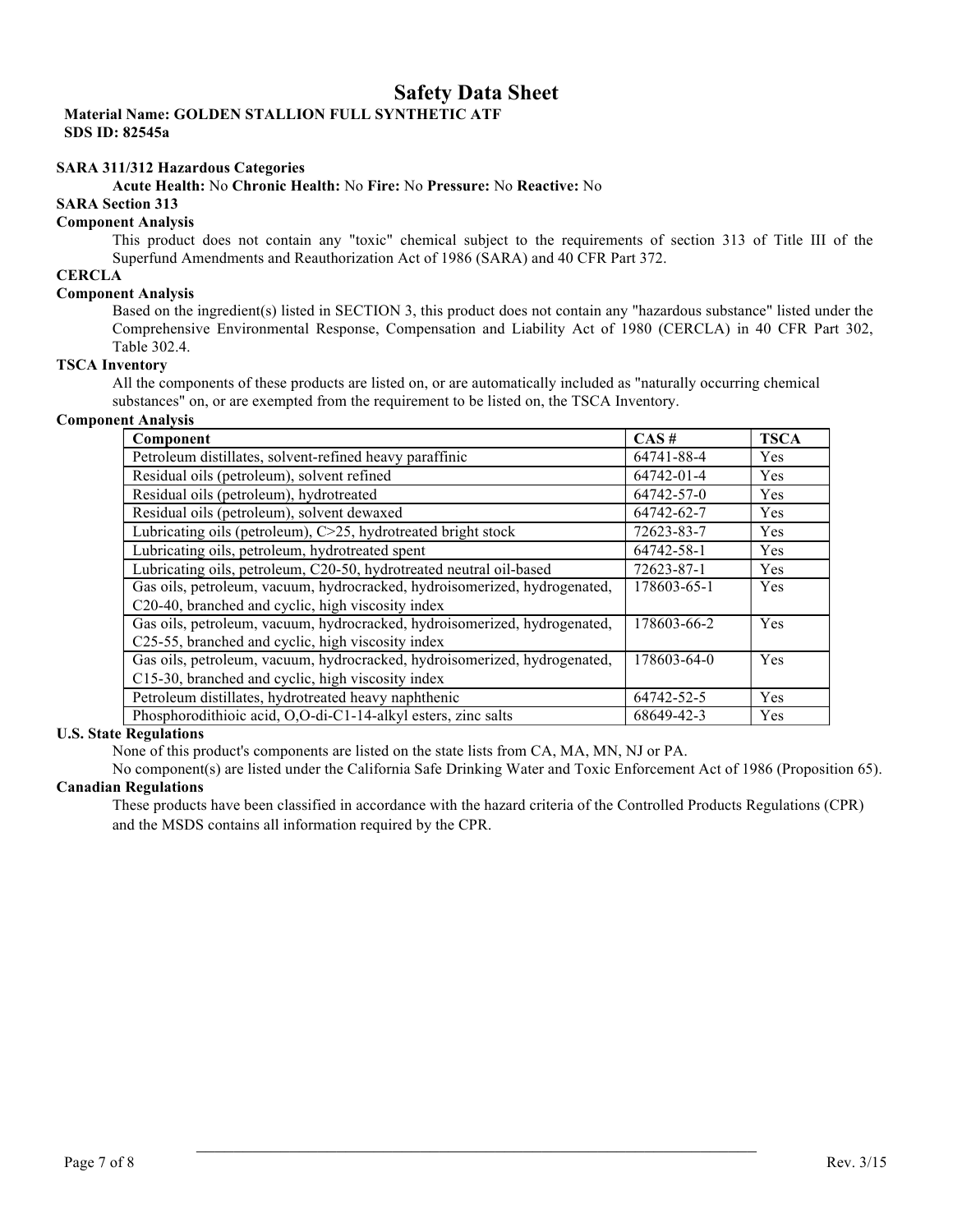# Safety Data Sheet

**Material Name: GOLDEN STALLION FULL SYNTHETIC ATF**
**SDS ID: 82545a**

**SARA 311/312 Hazardous Categories**

**Acute Health:** No **Chronic Health:** No **Fire:** No **Pressure:** No **Reactive:** No

**SARA Section 313**

**Component Analysis**

This product does not contain any "toxic" chemical subject to the requirements of section 313 of Title III of the Superfund Amendments and Reauthorization Act of 1986 (SARA) and 40 CFR Part 372.

**CERCLA**

**Component Analysis**

Based on the ingredient(s) listed in SECTION 3, this product does not contain any "hazardous substance" listed under the Comprehensive Environmental Response, Compensation and Liability Act of 1980 (CERCLA) in 40 CFR Part 302, Table 302.4.

**TSCA Inventory**

All the components of these products are listed on, or are automatically included as "naturally occurring chemical substances" on, or are exempted from the requirement to be listed on, the TSCA Inventory.

**Component Analysis**

| Component | CAS # | TSCA |
|---|---|---|
| Petroleum distillates, solvent-refined heavy paraffinic | 64741-88-4 | Yes |
| Residual oils (petroleum), solvent refined | 64742-01-4 | Yes |
| Residual oils (petroleum), hydrotreated | 64742-57-0 | Yes |
| Residual oils (petroleum), solvent dewaxed | 64742-62-7 | Yes |
| Lubricating oils (petroleum), C>25, hydrotreated bright stock | 72623-83-7 | Yes |
| Lubricating oils, petroleum, hydrotreated spent | 64742-58-1 | Yes |
| Lubricating oils, petroleum, C20-50, hydrotreated neutral oil-based | 72623-87-1 | Yes |
| Gas oils, petroleum, vacuum, hydrocracked, hydroisomerized, hydrogenated, C20-40, branched and cyclic, high viscosity index | 178603-65-1 | Yes |
| Gas oils, petroleum, vacuum, hydrocracked, hydroisomerized, hydrogenated, C25-55, branched and cyclic, high viscosity index | 178603-66-2 | Yes |
| Gas oils, petroleum, vacuum, hydrocracked, hydroisomerized, hydrogenated, C15-30, branched and cyclic, high viscosity index | 178603-64-0 | Yes |
| Petroleum distillates, hydrotreated heavy naphthenic | 64742-52-5 | Yes |
| Phosphorodithioic acid, O,O-di-C1-14-alkyl esters, zinc salts | 68649-42-3 | Yes |

**U.S. State Regulations**

None of this product's components are listed on the state lists from CA, MA, MN, NJ or PA.

No component(s) are listed under the California Safe Drinking Water and Toxic Enforcement Act of 1986 (Proposition 65).

**Canadian Regulations**

These products have been classified in accordance with the hazard criteria of the Controlled Products Regulations (CPR) and the MSDS contains all information required by the CPR.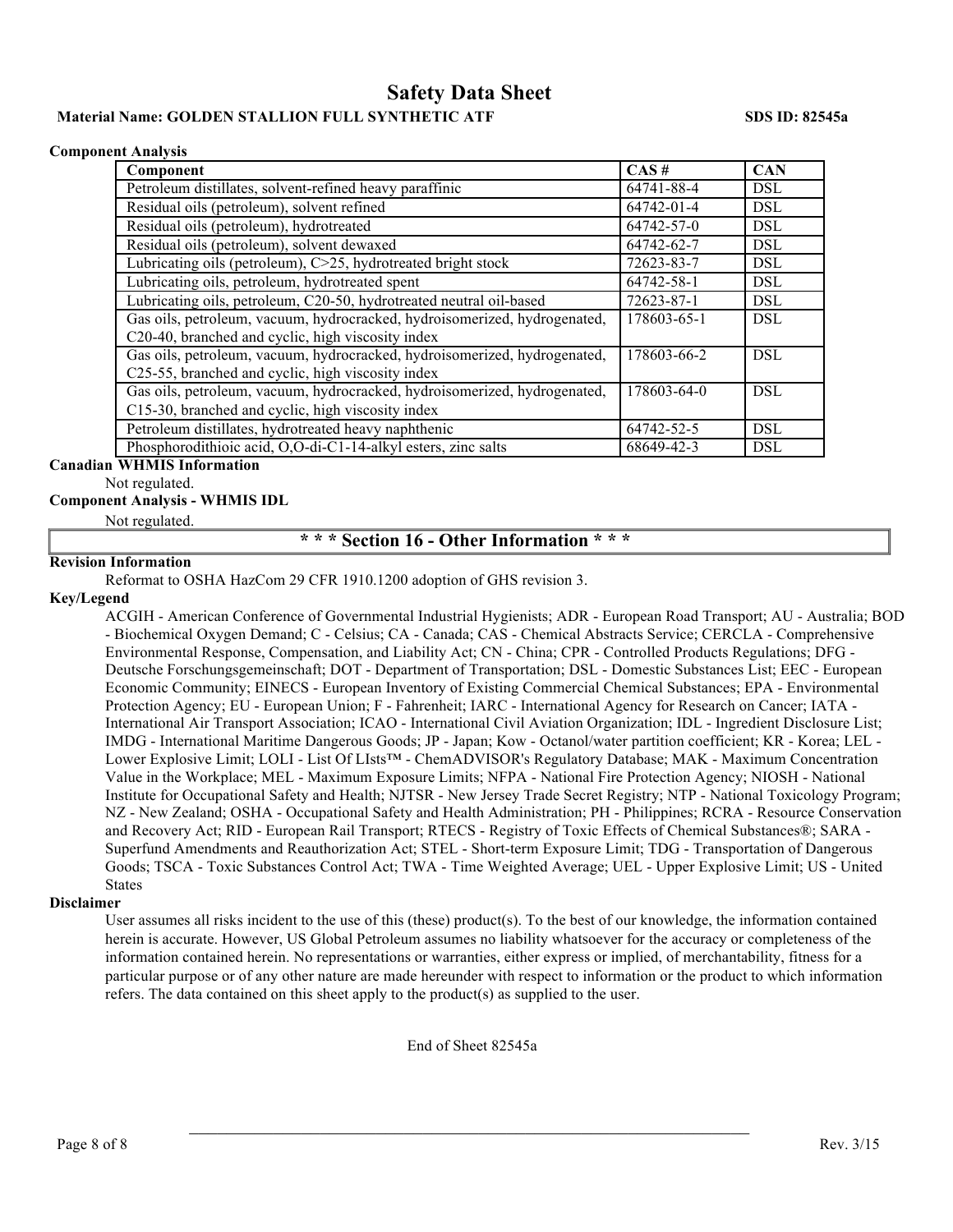**Component Analysis**

| Component | CAS # | CAN |
|---|---|---|
| Petroleum distillates, solvent-refined heavy paraffinic | 64741-88-4 | DSL |
| Residual oils (petroleum), solvent refined | 64742-01-4 | DSL |
| Residual oils (petroleum), hydrotreated | 64742-57-0 | DSL |
| Residual oils (petroleum), solvent dewaxed | 64742-62-7 | DSL |
| Lubricating oils (petroleum), C>25, hydrotreated bright stock | 72623-83-7 | DSL |
| Lubricating oils, petroleum, hydrotreated spent | 64742-58-1 | DSL |
| Lubricating oils, petroleum, C20-50, hydrotreated neutral oil-based | 72623-87-1 | DSL |
| Gas oils, petroleum, vacuum, hydrocracked, hydroisomerized, hydrogenated, C20-40, branched and cyclic, high viscosity index | 178603-65-1 | DSL |
| Gas oils, petroleum, vacuum, hydrocracked, hydroisomerized, hydrogenated, C25-55, branched and cyclic, high viscosity index | 178603-66-2 | DSL |
| Gas oils, petroleum, vacuum, hydrocracked, hydroisomerized, hydrogenated, C15-30, branched and cyclic, high viscosity index | 178603-64-0 | DSL |
| Petroleum distillates, hydrotreated heavy naphthenic | 64742-52-5 | DSL |
| Phosphorodithioic acid, O,O-di-C1-14-alkyl esters, zinc salts | 68649-42-3 | DSL |

**Canadian WHMIS Information**

Not regulated.

**Component Analysis - WHMIS IDL**

Not regulated.

## * * * Section 16 - Other Information * * *

**Revision Information**

Reformat to OSHA HazCom 29 CFR 1910.1200 adoption of GHS revision 3.

**Key/Legend**

ACGIH - American Conference of Governmental Industrial Hygienists; ADR - European Road Transport; AU - Australia; BOD - Biochemical Oxygen Demand; C - Celsius; CA - Canada; CAS - Chemical Abstracts Service; CERCLA - Comprehensive Environmental Response, Compensation, and Liability Act; CN - China; CPR - Controlled Products Regulations; DFG - Deutsche Forschungsgemeinschaft; DOT - Department of Transportation; DSL - Domestic Substances List; EEC - European Economic Community; EINECS - European Inventory of Existing Commercial Chemical Substances; EPA - Environmental Protection Agency; EU - European Union; F - Fahrenheit; IARC - International Agency for Research on Cancer; IATA - International Air Transport Association; ICAO - International Civil Aviation Organization; IDL - Ingredient Disclosure List; IMDG - International Maritime Dangerous Goods; JP - Japan; Kow - Octanol/water partition coefficient; KR - Korea; LEL - Lower Explosive Limit; LOLI - List Of LIsts™ - ChemADVISOR's Regulatory Database; MAK - Maximum Concentration Value in the Workplace; MEL - Maximum Exposure Limits; NFPA - National Fire Protection Agency; NIOSH - National Institute for Occupational Safety and Health; NJTSR - New Jersey Trade Secret Registry; NTP - National Toxicology Program; NZ - New Zealand; OSHA - Occupational Safety and Health Administration; PH - Philippines; RCRA - Resource Conservation and Recovery Act; RID - European Rail Transport; RTECS - Registry of Toxic Effects of Chemical Substances®; SARA - Superfund Amendments and Reauthorization Act; STEL - Short-term Exposure Limit; TDG - Transportation of Dangerous Goods; TSCA - Toxic Substances Control Act; TWA - Time Weighted Average; UEL - Upper Explosive Limit; US - United States

**Disclaimer**

User assumes all risks incident to the use of this (these) product(s). To the best of our knowledge, the information contained herein is accurate. However, US Global Petroleum assumes no liability whatsoever for the accuracy or completeness of the information contained herein. No representations or warranties, either express or implied, of merchantability, fitness for a particular purpose or of any other nature are made hereunder with respect to information or the product to which information refers. The data contained on this sheet apply to the product(s) as supplied to the user.

End of Sheet 82545a